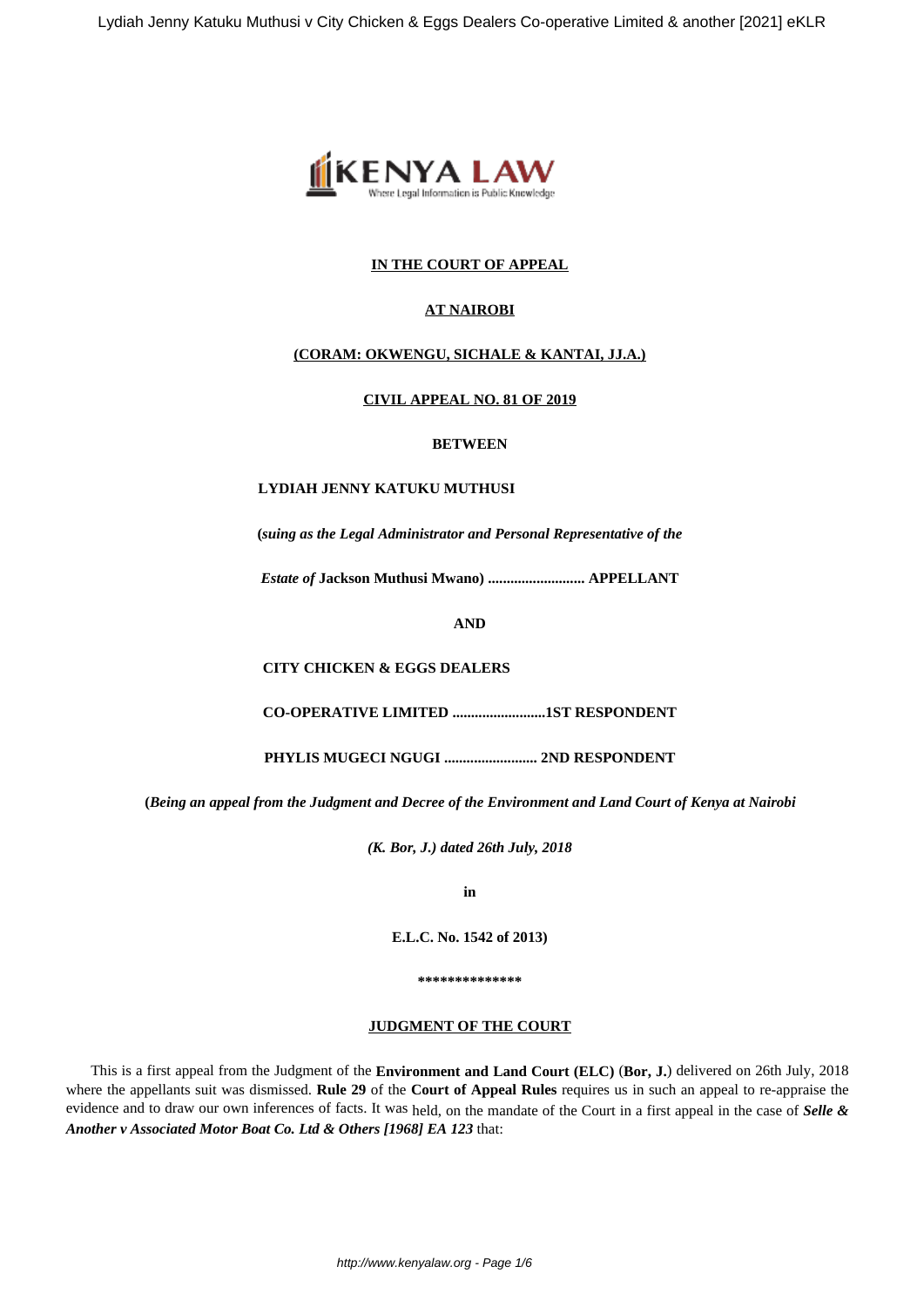**IN THE COURT OF APPEAL**

**AT NAIROBI**

**(CORAM: OKWENGU, SICHALE & KANTAI, JJ.A.)**

**CIVIL APPEAL NO. 81 OF 2019**

**BETWEEN**

**LYDIAH JENNY KATUKU MUTHUSI**

**(*suing as the Legal Administrator and Personal Representative of the***

***Estate of* Jackson Muthusi Mwano) .......................... APPELLANT**

**AND**

**CITY CHICKEN & EGGS DEALERS**

**CO-OPERATIVE LIMITED .........................1ST RESPONDENT**

**PHYLIS MUGECI NGUGI ......................... 2ND RESPONDENT**

**(*Being an appeal from the Judgment and Decree of the Environment and Land Court of Kenya at Nairobi***

***(K. Bor, J.) dated 26th July, 2018***

**in**

**E.L.C. No. 1542 of 2013)**

**\*\*\*\*\*\*\*\*\*\*\*\*\*\*\***

**JUDGMENT OF THE COURT**

This is a first appeal from the Judgment of the **Environment and Land Court (ELC)** (**Bor, J.**) delivered on 26th July, 2018 where the appellants suit was dismissed. **Rule 29** of the **Court of Appeal Rules** requires us in such an appeal to re-appraise the evidence and to draw our own inferences of facts. It was held, on the mandate of the Court in a first appeal in the case of ***Selle & Another v Associated Motor Boat Co. Ltd & Others [1968] EA 123*** that: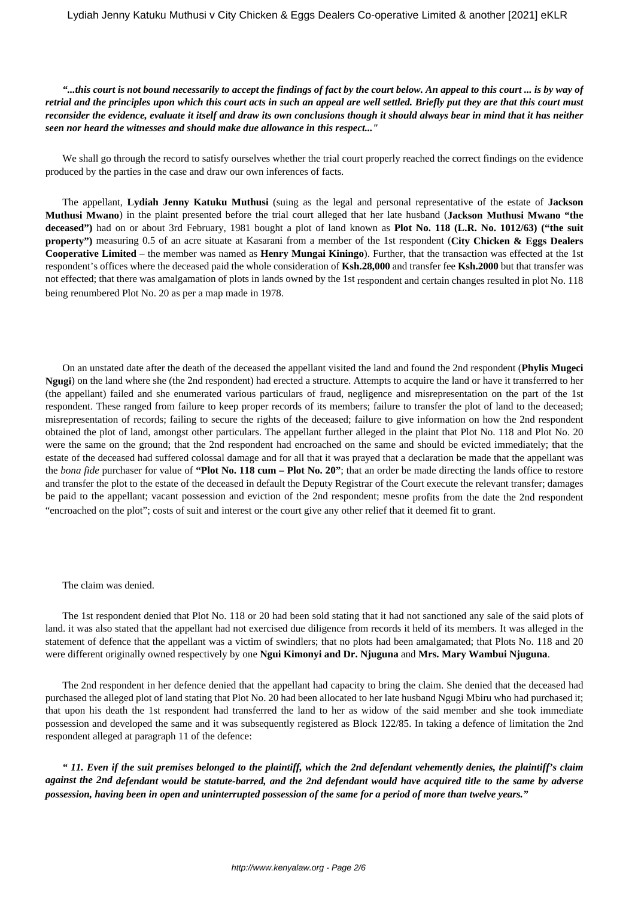***"...this court is not bound necessarily to accept the findings of fact by the court below. An appeal to this court ... is by way of retrial and the principles upon which this court acts in such an appeal are well settled. Briefly put they are that this court must reconsider the evidence, evaluate it itself and draw its own conclusions though it should always bear in mind that it has neither seen nor heard the witnesses and should make due allowance in this respect..."***

We shall go through the record to satisfy ourselves whether the trial court properly reached the correct findings on the evidence produced by the parties in the case and draw our own inferences of facts.

The appellant, **Lydiah Jenny Katuku Muthusi** (suing as the legal and personal representative of the estate of **Jackson Muthusi Mwano**) in the plaint presented before the trial court alleged that her late husband (**Jackson Muthusi Mwano "the deceased")** had on or about 3rd February, 1981 bought a plot of land known as **Plot No. 118 (L.R. No. 1012/63) ("the suit property")** measuring 0.5 of an acre situate at Kasarani from a member of the 1st respondent (**City Chicken & Eggs Dealers Cooperative Limited** – the member was named as **Henry Mungai Kiningo**). Further, that the transaction was effected at the 1st respondent's offices where the deceased paid the whole consideration of **Ksh.28,000** and transfer fee **Ksh.2000** but that transfer was not effected; that there was amalgamation of plots in lands owned by the 1st respondent and certain changes resulted in plot No. 118 being renumbered Plot No. 20 as per a map made in 1978.

On an unstated date after the death of the deceased the appellant visited the land and found the 2nd respondent (**Phylis Mugeci Ngugi**) on the land where she (the 2nd respondent) had erected a structure. Attempts to acquire the land or have it transferred to her (the appellant) failed and she enumerated various particulars of fraud, negligence and misrepresentation on the part of the 1st respondent. These ranged from failure to keep proper records of its members; failure to transfer the plot of land to the deceased; misrepresentation of records; failing to secure the rights of the deceased; failure to give information on how the 2nd respondent obtained the plot of land, amongst other particulars. The appellant further alleged in the plaint that Plot No. 118 and Plot No. 20 were the same on the ground; that the 2nd respondent had encroached on the same and should be evicted immediately; that the estate of the deceased had suffered colossal damage and for all that it was prayed that a declaration be made that the appellant was the *bona fide* purchaser for value of **"Plot No. 118 cum – Plot No. 20"**; that an order be made directing the lands office to restore and transfer the plot to the estate of the deceased in default the Deputy Registrar of the Court execute the relevant transfer; damages be paid to the appellant; vacant possession and eviction of the 2nd respondent; mesne profits from the date the 2nd respondent "encroached on the plot"; costs of suit and interest or the court give any other relief that it deemed fit to grant.

The claim was denied.

The 1st respondent denied that Plot No. 118 or 20 had been sold stating that it had not sanctioned any sale of the said plots of land. it was also stated that the appellant had not exercised due diligence from records it held of its members. It was alleged in the statement of defence that the appellant was a victim of swindlers; that no plots had been amalgamated; that Plots No. 118 and 20 were different originally owned respectively by one **Ngui Kimonyi and Dr. Njuguna** and **Mrs. Mary Wambui Njuguna**.

The 2nd respondent in her defence denied that the appellant had capacity to bring the claim. She denied that the deceased had purchased the alleged plot of land stating that Plot No. 20 had been allocated to her late husband Ngugi Mbiru who had purchased it; that upon his death the 1st respondent had transferred the land to her as widow of the said member and she took immediate possession and developed the same and it was subsequently registered as Block 122/85. In taking a defence of limitation the 2nd respondent alleged at paragraph 11 of the defence:

***" 11. Even if the suit premises belonged to the plaintiff, which the 2nd defendant vehemently denies, the plaintiff's claim against the 2nd defendant would be statute-barred, and the 2nd defendant would have acquired title to the same by adverse possession, having been in open and uninterrupted possession of the same for a period of more than twelve years."***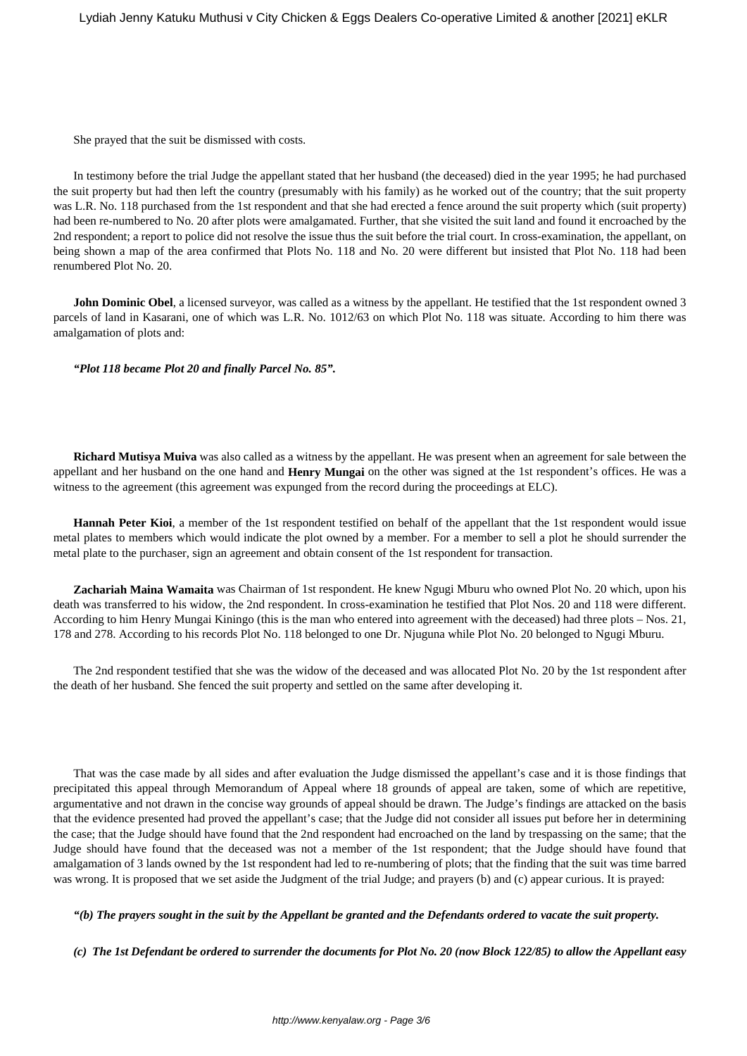She prayed that the suit be dismissed with costs.

In testimony before the trial Judge the appellant stated that her husband (the deceased) died in the year 1995; he had purchased the suit property but had then left the country (presumably with his family) as he worked out of the country; that the suit property was L.R. No. 118 purchased from the 1st respondent and that she had erected a fence around the suit property which (suit property) had been re-numbered to No. 20 after plots were amalgamated. Further, that she visited the suit land and found it encroached by the 2nd respondent; a report to police did not resolve the issue thus the suit before the trial court. In cross-examination, the appellant, on being shown a map of the area confirmed that Plots No. 118 and No. 20 were different but insisted that Plot No. 118 had been renumbered Plot No. 20.

**John Dominic Obel**, a licensed surveyor, was called as a witness by the appellant. He testified that the 1st respondent owned 3 parcels of land in Kasarani, one of which was L.R. No. 1012/63 on which Plot No. 118 was situate. According to him there was amalgamation of plots and:

***"Plot 118 became Plot 20 and finally Parcel No. 85".***

**Richard Mutisya Muiva** was also called as a witness by the appellant. He was present when an agreement for sale between the appellant and her husband on the one hand and **Henry Mungai** on the other was signed at the 1st respondent's offices. He was a witness to the agreement (this agreement was expunged from the record during the proceedings at ELC).

**Hannah Peter Kioi**, a member of the 1st respondent testified on behalf of the appellant that the 1st respondent would issue metal plates to members which would indicate the plot owned by a member. For a member to sell a plot he should surrender the metal plate to the purchaser, sign an agreement and obtain consent of the 1st respondent for transaction.

**Zachariah Maina Wamaita** was Chairman of 1st respondent. He knew Ngugi Mburu who owned Plot No. 20 which, upon his death was transferred to his widow, the 2nd respondent. In cross-examination he testified that Plot Nos. 20 and 118 were different. According to him Henry Mungai Kiningo (this is the man who entered into agreement with the deceased) had three plots – Nos. 21, 178 and 278. According to his records Plot No. 118 belonged to one Dr. Njuguna while Plot No. 20 belonged to Ngugi Mburu.

The 2nd respondent testified that she was the widow of the deceased and was allocated Plot No. 20 by the 1st respondent after the death of her husband. She fenced the suit property and settled on the same after developing it.

That was the case made by all sides and after evaluation the Judge dismissed the appellant's case and it is those findings that precipitated this appeal through Memorandum of Appeal where 18 grounds of appeal are taken, some of which are repetitive, argumentative and not drawn in the concise way grounds of appeal should be drawn. The Judge's findings are attacked on the basis that the evidence presented had proved the appellant's case; that the Judge did not consider all issues put before her in determining the case; that the Judge should have found that the 2nd respondent had encroached on the land by trespassing on the same; that the Judge should have found that the deceased was not a member of the 1st respondent; that the Judge should have found that amalgamation of 3 lands owned by the 1st respondent had led to re-numbering of plots; that the finding that the suit was time barred was wrong. It is proposed that we set aside the Judgment of the trial Judge; and prayers (b) and (c) appear curious. It is prayed:

***"(b) The prayers sought in the suit by the Appellant be granted and the Defendants ordered to vacate the suit property.***

***(c) The 1st Defendant be ordered to surrender the documents for Plot No. 20 (now Block 122/85) to allow the Appellant easy***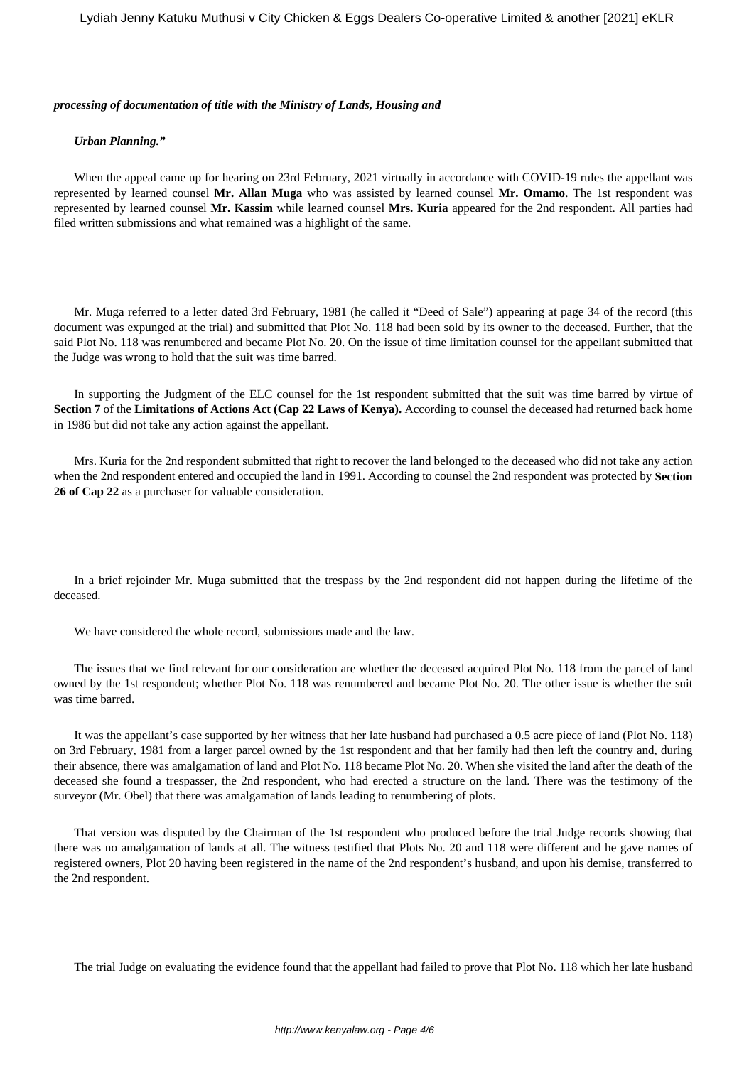***processing of documentation of title with the Ministry of Lands, Housing and***

***Urban Planning."***

When the appeal came up for hearing on 23rd February, 2021 virtually in accordance with COVID-19 rules the appellant was represented by learned counsel **Mr. Allan Muga** who was assisted by learned counsel **Mr. Omamo**. The 1st respondent was represented by learned counsel **Mr. Kassim** while learned counsel **Mrs. Kuria** appeared for the 2nd respondent. All parties had filed written submissions and what remained was a highlight of the same.

Mr. Muga referred to a letter dated 3rd February, 1981 (he called it "Deed of Sale") appearing at page 34 of the record (this document was expunged at the trial) and submitted that Plot No. 118 had been sold by its owner to the deceased. Further, that the said Plot No. 118 was renumbered and became Plot No. 20. On the issue of time limitation counsel for the appellant submitted that the Judge was wrong to hold that the suit was time barred.

In supporting the Judgment of the ELC counsel for the 1st respondent submitted that the suit was time barred by virtue of **Section 7** of the **Limitations of Actions Act (Cap 22 Laws of Kenya).** According to counsel the deceased had returned back home in 1986 but did not take any action against the appellant.

Mrs. Kuria for the 2nd respondent submitted that right to recover the land belonged to the deceased who did not take any action when the 2nd respondent entered and occupied the land in 1991. According to counsel the 2nd respondent was protected by **Section 26 of Cap 22** as a purchaser for valuable consideration.

In a brief rejoinder Mr. Muga submitted that the trespass by the 2nd respondent did not happen during the lifetime of the deceased.

We have considered the whole record, submissions made and the law.

The issues that we find relevant for our consideration are whether the deceased acquired Plot No. 118 from the parcel of land owned by the 1st respondent; whether Plot No. 118 was renumbered and became Plot No. 20. The other issue is whether the suit was time barred.

It was the appellant's case supported by her witness that her late husband had purchased a 0.5 acre piece of land (Plot No. 118) on 3rd February, 1981 from a larger parcel owned by the 1st respondent and that her family had then left the country and, during their absence, there was amalgamation of land and Plot No. 118 became Plot No. 20. When she visited the land after the death of the deceased she found a trespasser, the 2nd respondent, who had erected a structure on the land. There was the testimony of the surveyor (Mr. Obel) that there was amalgamation of lands leading to renumbering of plots.

That version was disputed by the Chairman of the 1st respondent who produced before the trial Judge records showing that there was no amalgamation of lands at all. The witness testified that Plots No. 20 and 118 were different and he gave names of registered owners, Plot 20 having been registered in the name of the 2nd respondent's husband, and upon his demise, transferred to the 2nd respondent.

The trial Judge on evaluating the evidence found that the appellant had failed to prove that Plot No. 118 which her late husband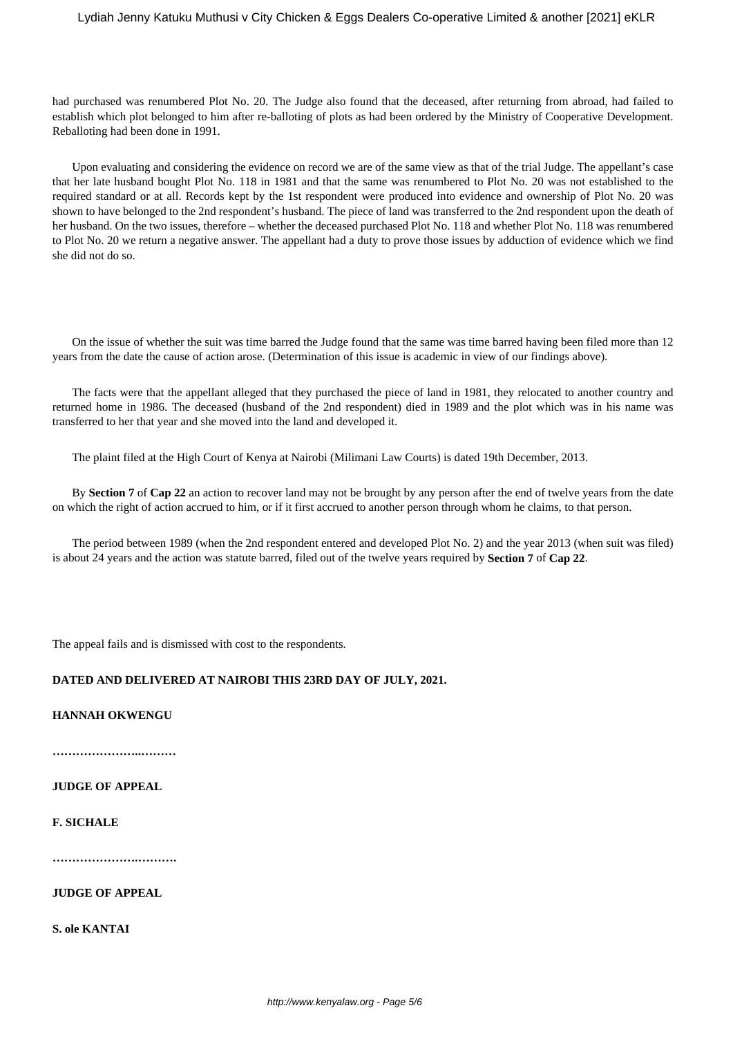had purchased was renumbered Plot No. 20. The Judge also found that the deceased, after returning from abroad, had failed to establish which plot belonged to him after re-balloting of plots as had been ordered by the Ministry of Cooperative Development. Reballoting had been done in 1991.

Upon evaluating and considering the evidence on record we are of the same view as that of the trial Judge. The appellant's case that her late husband bought Plot No. 118 in 1981 and that the same was renumbered to Plot No. 20 was not established to the required standard or at all. Records kept by the 1st respondent were produced into evidence and ownership of Plot No. 20 was shown to have belonged to the 2nd respondent's husband. The piece of land was transferred to the 2nd respondent upon the death of her husband. On the two issues, therefore – whether the deceased purchased Plot No. 118 and whether Plot No. 118 was renumbered to Plot No. 20 we return a negative answer. The appellant had a duty to prove those issues by adduction of evidence which we find she did not do so.

On the issue of whether the suit was time barred the Judge found that the same was time barred having been filed more than 12 years from the date the cause of action arose. (Determination of this issue is academic in view of our findings above).

The facts were that the appellant alleged that they purchased the piece of land in 1981, they relocated to another country and returned home in 1986. The deceased (husband of the 2nd respondent) died in 1989 and the plot which was in his name was transferred to her that year and she moved into the land and developed it.

The plaint filed at the High Court of Kenya at Nairobi (Milimani Law Courts) is dated 19th December, 2013.

By **Section 7** of **Cap 22** an action to recover land may not be brought by any person after the end of twelve years from the date on which the right of action accrued to him, or if it first accrued to another person through whom he claims, to that person.

The period between 1989 (when the 2nd respondent entered and developed Plot No. 2) and the year 2013 (when suit was filed) is about 24 years and the action was statute barred, filed out of the twelve years required by **Section 7** of **Cap 22**.

The appeal fails and is dismissed with cost to the respondents.

**DATED AND DELIVERED AT NAIROBI THIS 23RD DAY OF JULY, 2021.**

**HANNAH OKWENGU**

**……………………..………**

**JUDGE OF APPEAL**

**F. SICHALE**

**………………….…………**

**JUDGE OF APPEAL**

**S. ole KANTAI**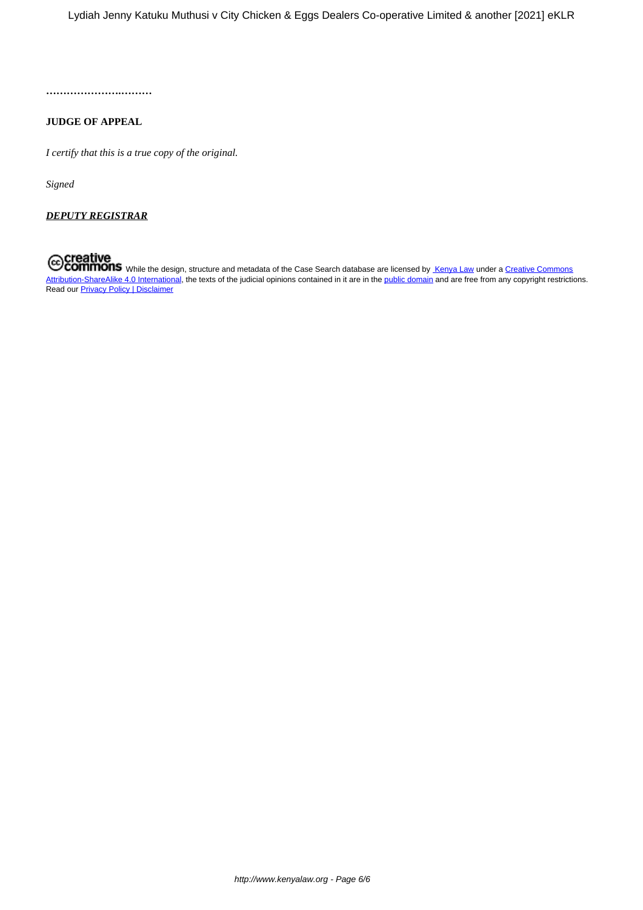……………………………

**JUDGE OF APPEAL**

*I certify that this is a true copy of the original.*

*Signed*

***DEPUTY REGISTRAR***

While the design, structure and metadata of the Case Search database are licensed by Kenya Law under a Creative Commons Attribution-ShareAlike 4.0 International, the texts of the judicial opinions contained in it are in the public domain and are free from any copyright restrictions. Read our Privacy Policy | Disclaimer